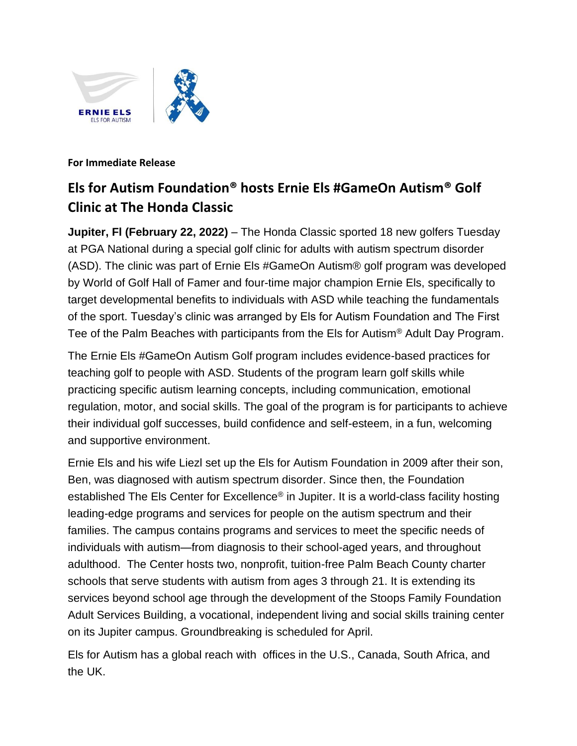ERNIE ELS
ELS FOR AUTISM

**For Immediate Release**

## Els for Autism Foundation® hosts Ernie Els #GameOn Autism® Golf Clinic at The Honda Classic

**Jupiter, Fl (February 22, 2022)** – The Honda Classic sported 18 new golfers Tuesday at PGA National during a special golf clinic for adults with autism spectrum disorder (ASD). The clinic was part of Ernie Els #GameOn Autism® golf program was developed by World of Golf Hall of Famer and four-time major champion Ernie Els, specifically to target developmental benefits to individuals with ASD while teaching the fundamentals of the sport. Tuesday's clinic was arranged by Els for Autism Foundation and The First Tee of the Palm Beaches with participants from the Els for Autism® Adult Day Program.

The Ernie Els #GameOn Autism Golf program includes evidence-based practices for teaching golf to people with ASD. Students of the program learn golf skills while practicing specific autism learning concepts, including communication, emotional regulation, motor, and social skills. The goal of the program is for participants to achieve their individual golf successes, build confidence and self-esteem, in a fun, welcoming and supportive environment.

Ernie Els and his wife Liezl set up the Els for Autism Foundation in 2009 after their son, Ben, was diagnosed with autism spectrum disorder. Since then, the Foundation established The Els Center for Excellence® in Jupiter. It is a world-class facility hosting leading-edge programs and services for people on the autism spectrum and their families. The campus contains programs and services to meet the specific needs of individuals with autism—from diagnosis to their school-aged years, and throughout adulthood. The Center hosts two, nonprofit, tuition-free Palm Beach County charter schools that serve students with autism from ages 3 through 21. It is extending its services beyond school age through the development of the Stoops Family Foundation Adult Services Building, a vocational, independent living and social skills training center on its Jupiter campus. Groundbreaking is scheduled for April.

Els for Autism has a global reach with offices in the U.S., Canada, South Africa, and the UK.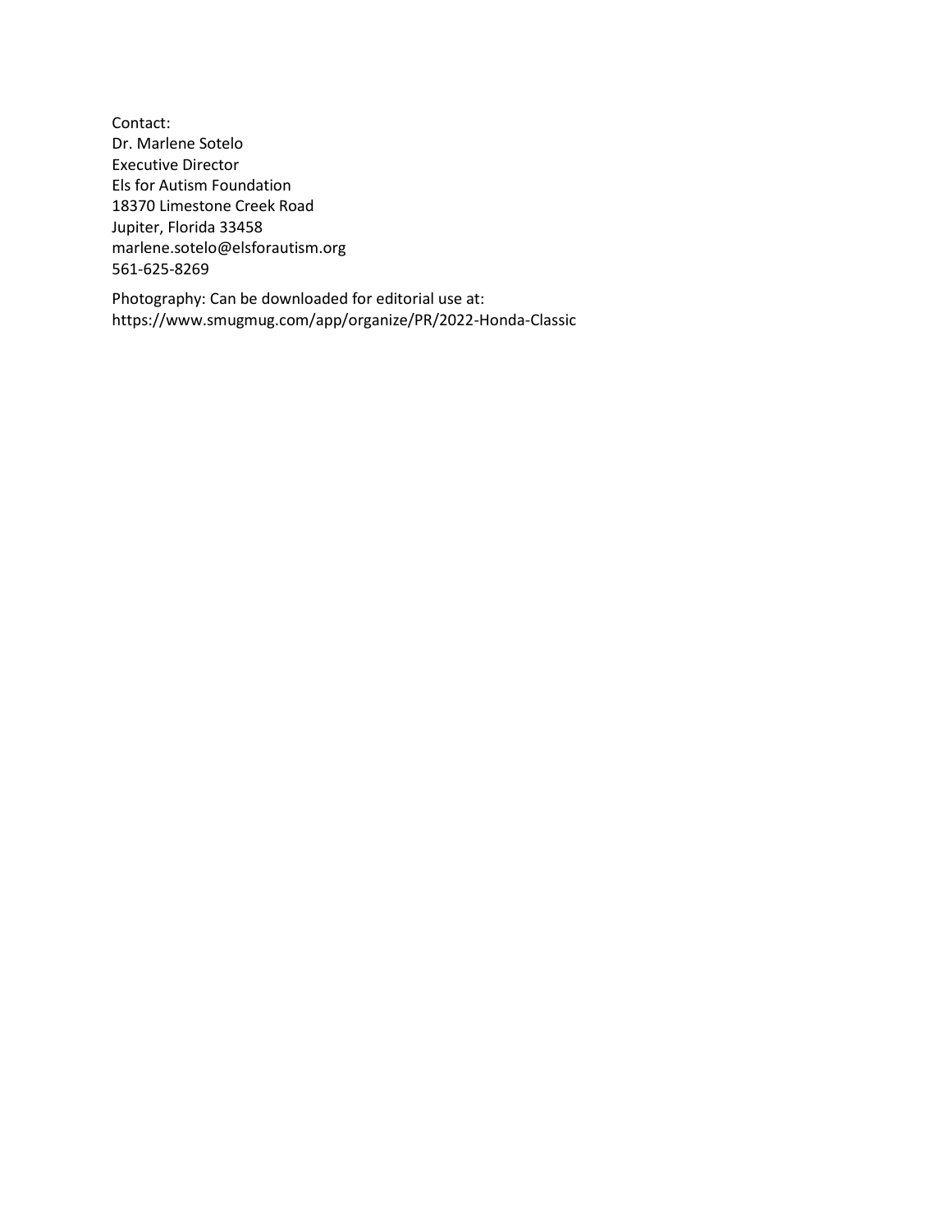Contact:
Dr. Marlene Sotelo
Executive Director
Els for Autism Foundation
18370 Limestone Creek Road
Jupiter, Florida 33458
marlene.sotelo@elsforautism.org
561-625-8269

Photography: Can be downloaded for editorial use at:
https://www.smugmug.com/app/organize/PR/2022-Honda-Classic